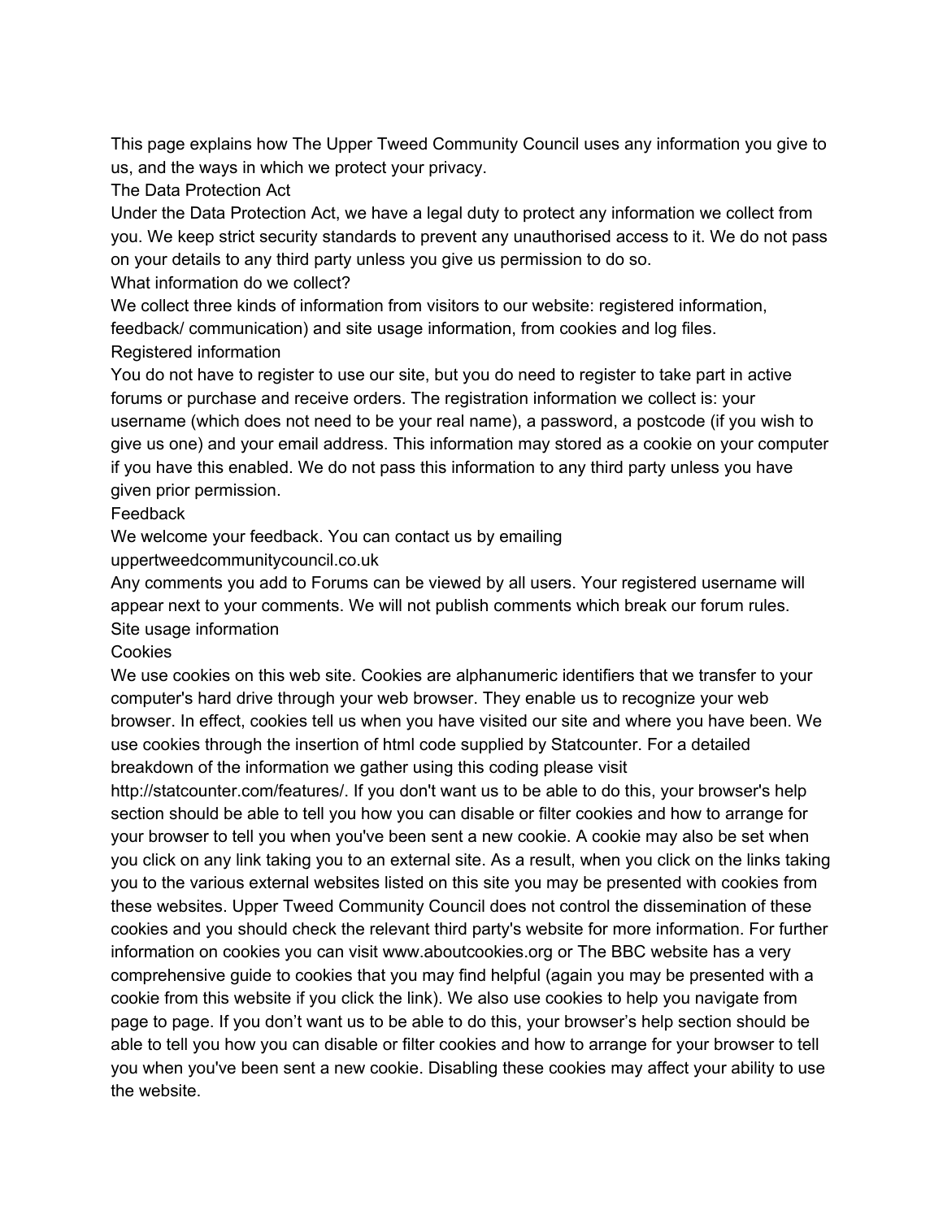This page explains how The Upper Tweed Community Council uses any information you give to us, and the ways in which we protect your privacy.

## The Data Protection Act

Under the Data Protection Act, we have a legal duty to protect any information we collect from you. We keep strict security standards to prevent any unauthorised access to it. We do not pass on your details to any third party unless you give us permission to do so.

## What information do we collect?

We collect three kinds of information from visitors to our website: registered information, feedback/ communication) and site usage information, from cookies and log files.

### Registered information

You do not have to register to use our site, but you do need to register to take part in active forums or purchase and receive orders. The registration information we collect is: your username (which does not need to be your real name), a password, a postcode (if you wish to give us one) and your email address. This information may stored as a cookie on your computer if you have this enabled. We do not pass this information to any third party unless you have given prior permission.

### Feedback

We welcome your feedback. You can contact us by emailing uppertweedcommunitycouncil.co.uk

Any comments you add to Forums can be viewed by all users. Your registered username will appear next to your comments. We will not publish comments which break our forum rules.

### Site usage information

#### Cookies

We use cookies on this web site. Cookies are alphanumeric identifiers that we transfer to your computer's hard drive through your web browser. They enable us to recognize your web browser. In effect, cookies tell us when you have visited our site and where you have been. We use cookies through the insertion of html code supplied by Statcounter. For a detailed breakdown of the information we gather using this coding please visit http://statcounter.com/features/. If you don't want us to be able to do this, your browser's help section should be able to tell you how you can disable or filter cookies and how to arrange for your browser to tell you when you've been sent a new cookie. A cookie may also be set when you click on any link taking you to an external site. As a result, when you click on the links taking you to the various external websites listed on this site you may be presented with cookies from these websites. Upper Tweed Community Council does not control the dissemination of these cookies and you should check the relevant third party's website for more information. For further information on cookies you can visit www.aboutcookies.org or The BBC website has a very comprehensive guide to cookies that you may find helpful (again you may be presented with a cookie from this website if you click the link). We also use cookies to help you navigate from page to page. If you don't want us to be able to do this, your browser's help section should be able to tell you how you can disable or filter cookies and how to arrange for your browser to tell you when you've been sent a new cookie. Disabling these cookies may affect your ability to use the website.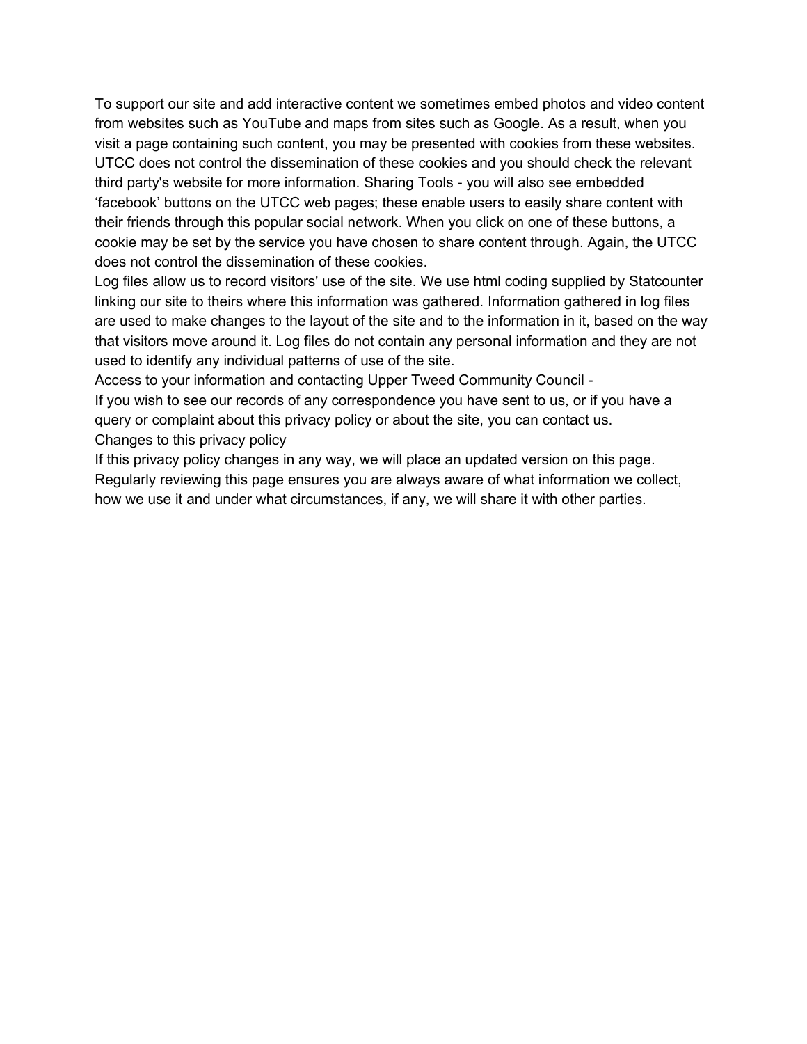To support our site and add interactive content we sometimes embed photos and video content from websites such as YouTube and maps from sites such as Google. As a result, when you visit a page containing such content, you may be presented with cookies from these websites. UTCC does not control the dissemination of these cookies and you should check the relevant third party's website for more information. Sharing Tools - you will also see embedded 'facebook' buttons on the UTCC web pages; these enable users to easily share content with their friends through this popular social network. When you click on one of these buttons, a cookie may be set by the service you have chosen to share content through. Again, the UTCC does not control the dissemination of these cookies.

Log files allow us to record visitors' use of the site. We use html coding supplied by Statcounter linking our site to theirs where this information was gathered. Information gathered in log files are used to make changes to the layout of the site and to the information in it, based on the way that visitors move around it. Log files do not contain any personal information and they are not used to identify any individual patterns of use of the site.

Access to your information and contacting Upper Tweed Community Council -

If you wish to see our records of any correspondence you have sent to us, or if you have a query or complaint about this privacy policy or about the site, you can contact us.

Changes to this privacy policy

If this privacy policy changes in any way, we will place an updated version on this page. Regularly reviewing this page ensures you are always aware of what information we collect, how we use it and under what circumstances, if any, we will share it with other parties.